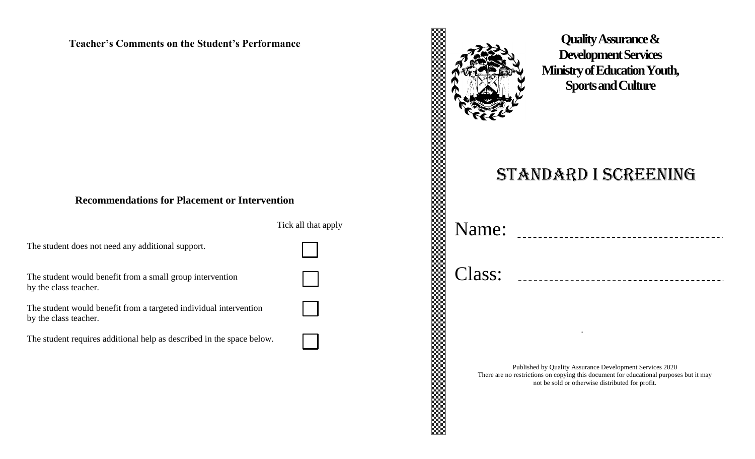## Teacher's Comments on the Student's Performance

## Recommendations for Placement or Intervention

Tick all that apply

- [ ] The student does not need any additional support.
- [ ] The student would benefit from a small group intervention by the class teacher.
- [ ] The student would benefit from a targeted individual intervention by the class teacher.
- [ ] The student requires additional help as described in the space below.

**Quality Assurance & Development Services**
**Ministry of Education Youth, Sports and Culture**

# STANDARD I SCREENING

Name: ________________________________________

Class: ________________________________________

Published by Quality Assurance Development Services 2020
There are no restrictions on copying this document for educational purposes but it may not be sold or otherwise distributed for profit.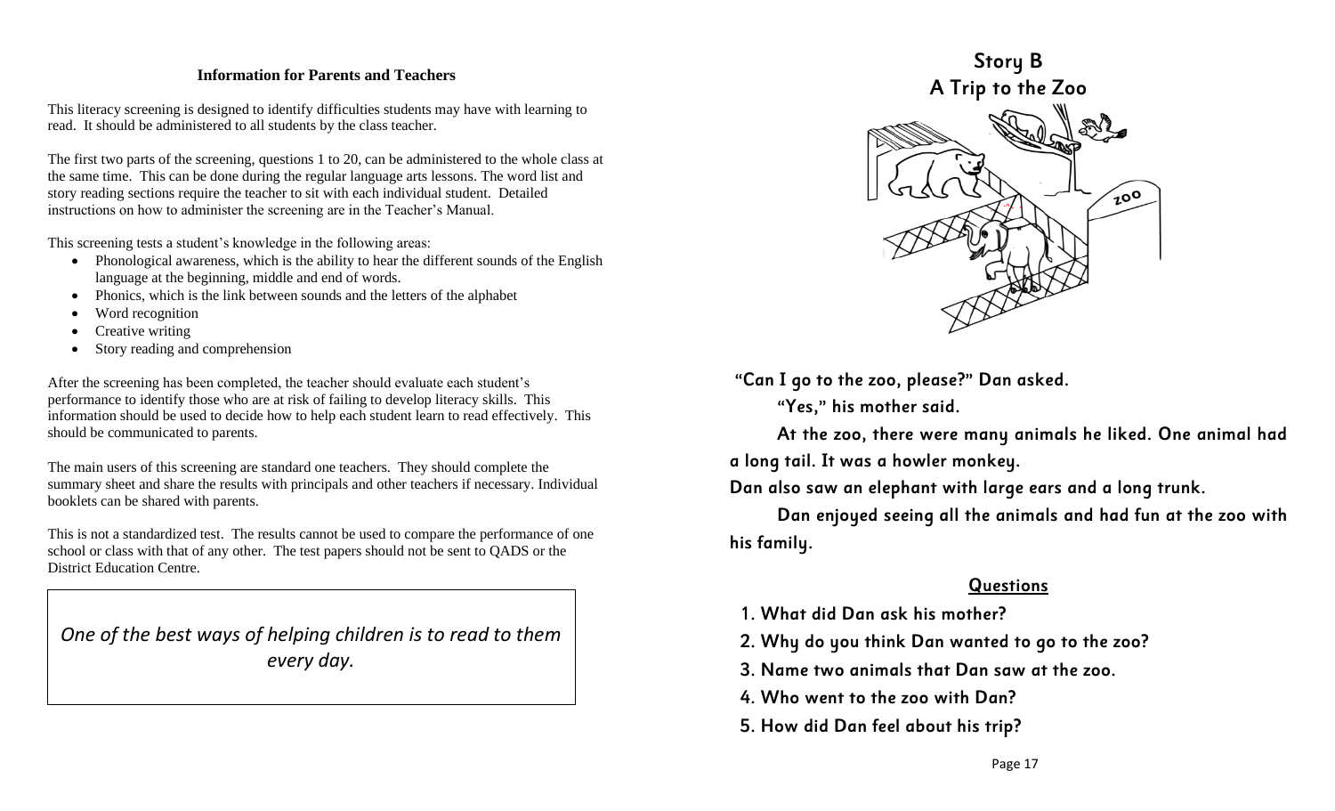### Information for Parents and Teachers

This literacy screening is designed to identify difficulties students may have with learning to read. It should be administered to all students by the class teacher.

The first two parts of the screening, questions 1 to 20, can be administered to the whole class at the same time. This can be done during the regular language arts lessons. The word list and story reading sections require the teacher to sit with each individual student. Detailed instructions on how to administer the screening are in the Teacher's Manual.

This screening tests a student's knowledge in the following areas:

- Phonological awareness, which is the ability to hear the different sounds of the English language at the beginning, middle and end of words.
- Phonics, which is the link between sounds and the letters of the alphabet
- Word recognition
- Creative writing
- Story reading and comprehension

After the screening has been completed, the teacher should evaluate each student's performance to identify those who are at risk of failing to develop literacy skills. This information should be used to decide how to help each student learn to read effectively. This should be communicated to parents.

The main users of this screening are standard one teachers. They should complete the summary sheet and share the results with principals and other teachers if necessary. Individual booklets can be shared with parents.

This is not a standardized test. The results cannot be used to compare the performance of one school or class with that of any other. The test papers should not be sent to QADS or the District Education Centre.

*One of the best ways of helping children is to read to them every day.*

## Story B
## A Trip to the Zoo

**"Can I go to the zoo, please?" Dan asked.**

**"Yes," his mother said.**

**At the zoo, there were many animals he liked. One animal had a long tail. It was a howler monkey.**

**Dan also saw an elephant with large ears and a long trunk.**

**Dan enjoyed seeing all the animals and had fun at the zoo with his family.**

### Questions

1. What did Dan ask his mother?
2. Why do you think Dan wanted to go to the zoo?
3. Name two animals that Dan saw at the zoo.
4. Who went to the zoo with Dan?
5. How did Dan feel about his trip?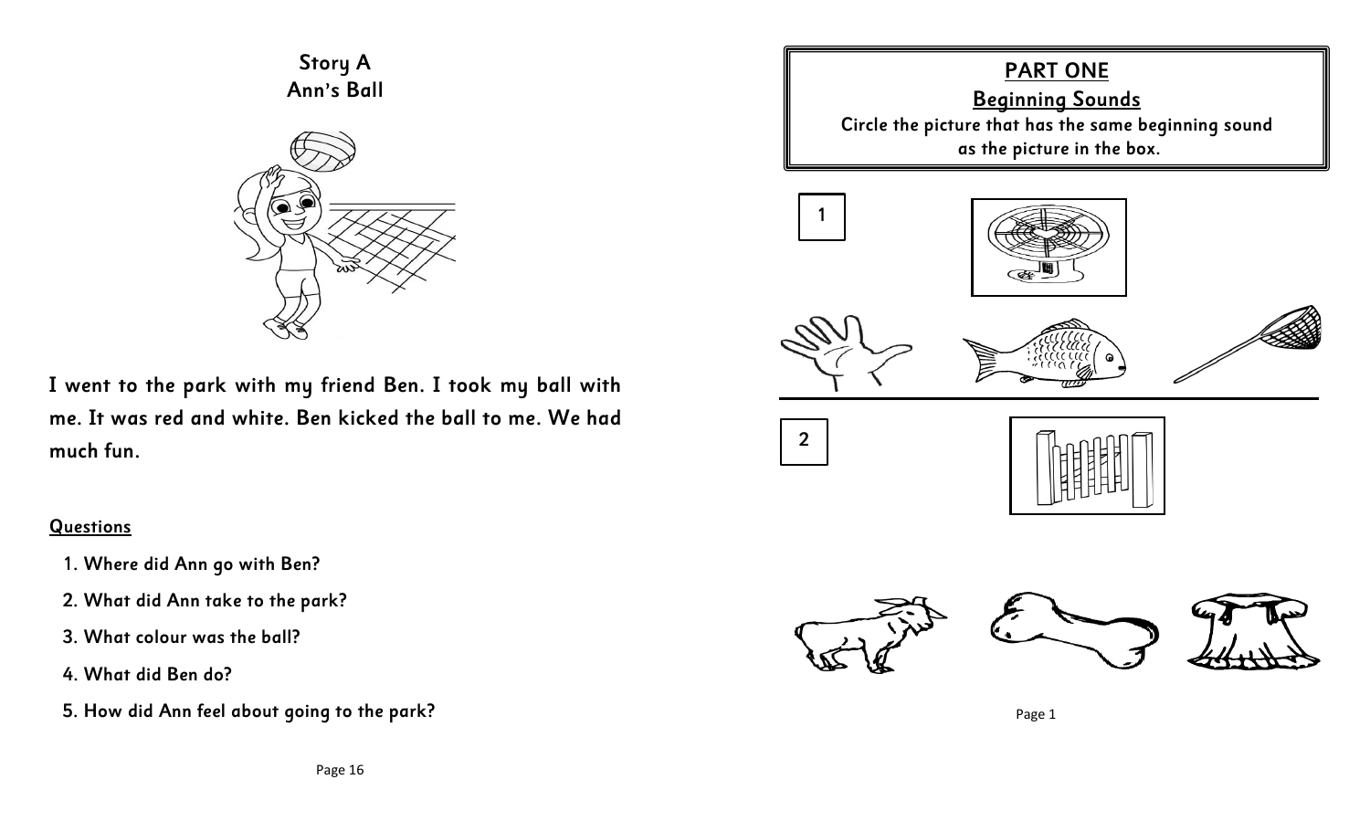## Story A
## Ann's Ball

I went to the park with my friend Ben. I took my ball with me. It was red and white. Ben kicked the ball to me. We had much fun.

**Questions**

1. Where did Ann go with Ben?
2. What did Ann take to the park?
3. What colour was the ball?
4. What did Ben do?
5. How did Ann feel about going to the park?

## PART ONE
## Beginning Sounds

**Circle the picture that has the same beginning sound as the picture in the box.**

1

2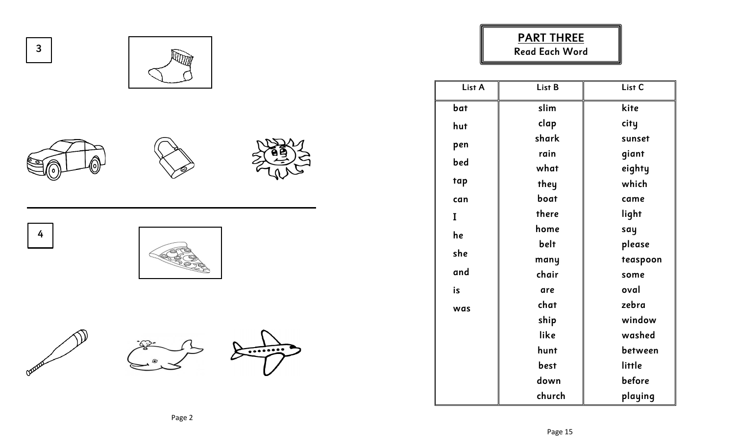3

4

## PART THREE
**Read Each Word**

| List A | List B | List C |
| --- | --- | --- |
| bat | slim | kite |
| hut | clap | city |
| pen | shark | sunset |
| bed | rain | giant |
| tap | what | eighty |
| can | they | which |
| I | boat | came |
| he | there | light |
| she | home | say |
| and | belt | please |
| is | many | teaspoon |
| was | chair | some |
| | are | oval |
| | chat | zebra |
| | ship | window |
| | like | washed |
| | hunt | between |
| | best | little |
| | down | before |
| | church | playing |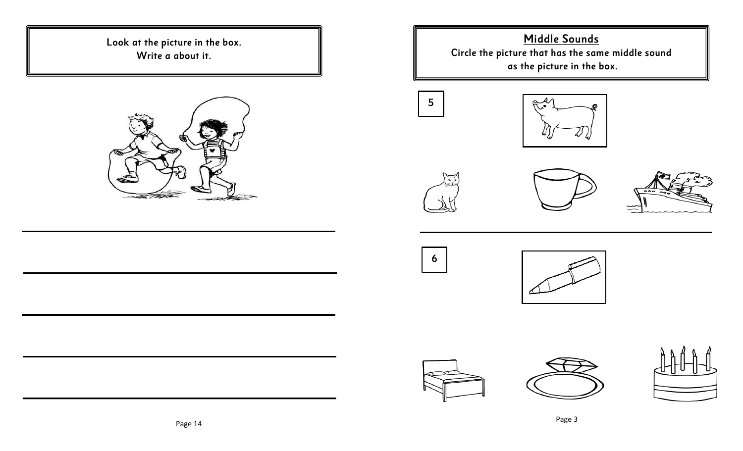Look at the picture in the box.
Write a about it.

## Middle Sounds

Circle the picture that has the same middle sound as the picture in the box.

5

6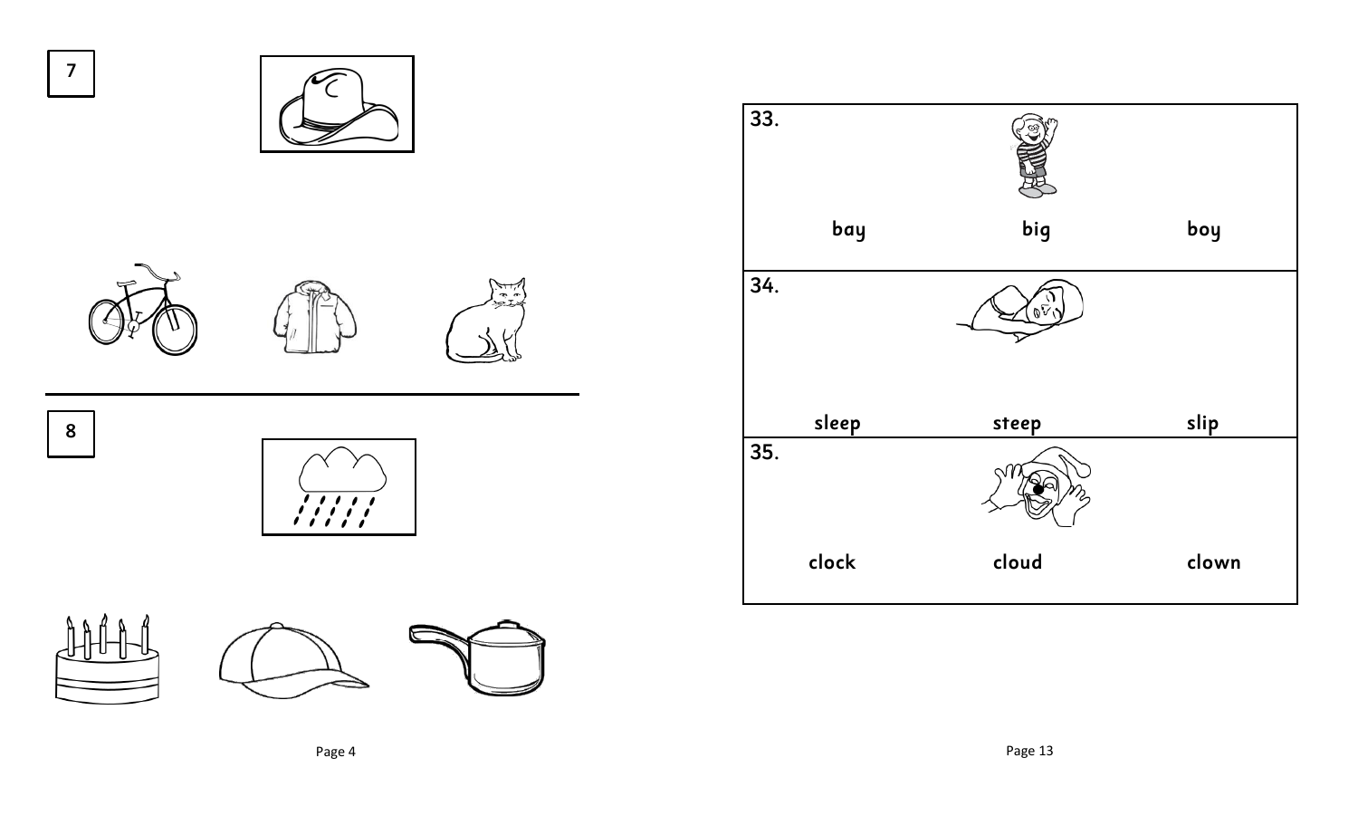7

8

| 33. | | |
|---|---|---|
| bay | big | boy |
| **34.** | | |
| sleep | steep | slip |
| **35.** | | |
| clock | cloud | clown |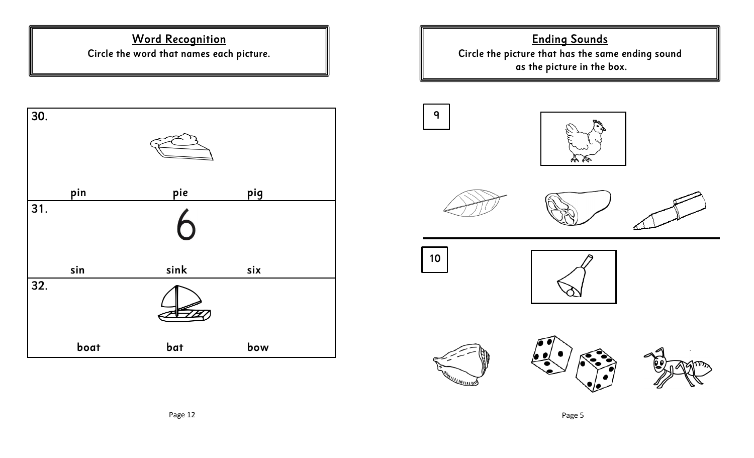## Word Recognition

Circle the word that names each picture.

30.

| pin | pie | pig |
|---|---|---|

31.

6

| sin | sink | six |
|---|---|---|

32.

| boat | bat | bow |
|---|---|---|

## Ending Sounds

Circle the picture that has the same ending sound as the picture in the box.

9

10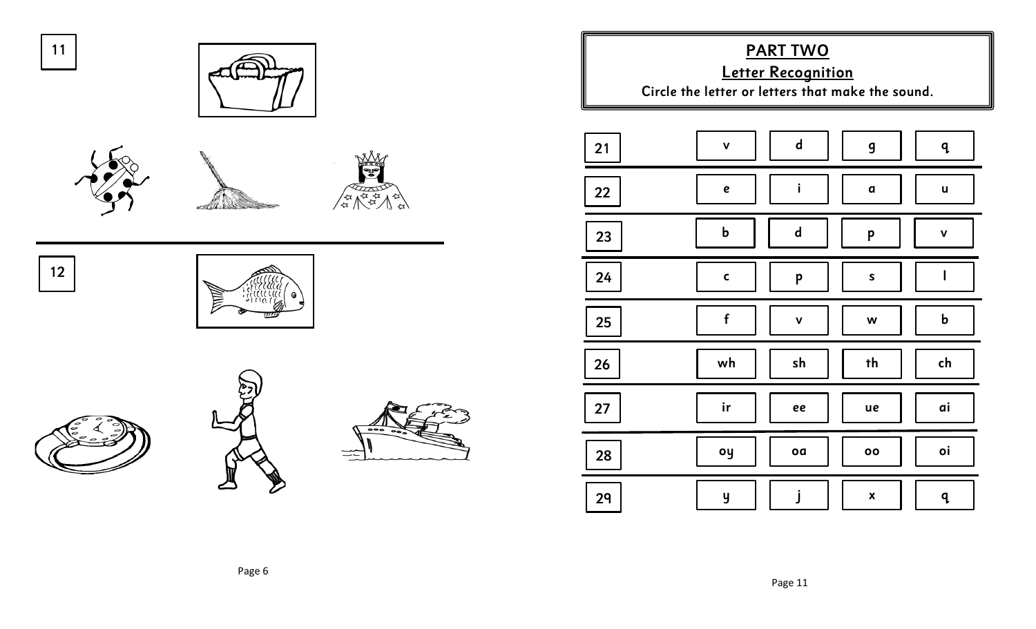11

12

## PART TWO

### Letter Recognition

Circle the letter or letters that make the sound.

| | | | | |
|---|---|---|---|---|
| 21 | v | d | g | q |
| 22 | e | i | a | u |
| 23 | b | d | p | v |
| 24 | c | p | s | l |
| 25 | f | v | w | b |
| 26 | wh | sh | th | ch |
| 27 | ir | ee | ue | ai |
| 28 | oy | oa | oo | oi |
| 29 | y | j | x | q |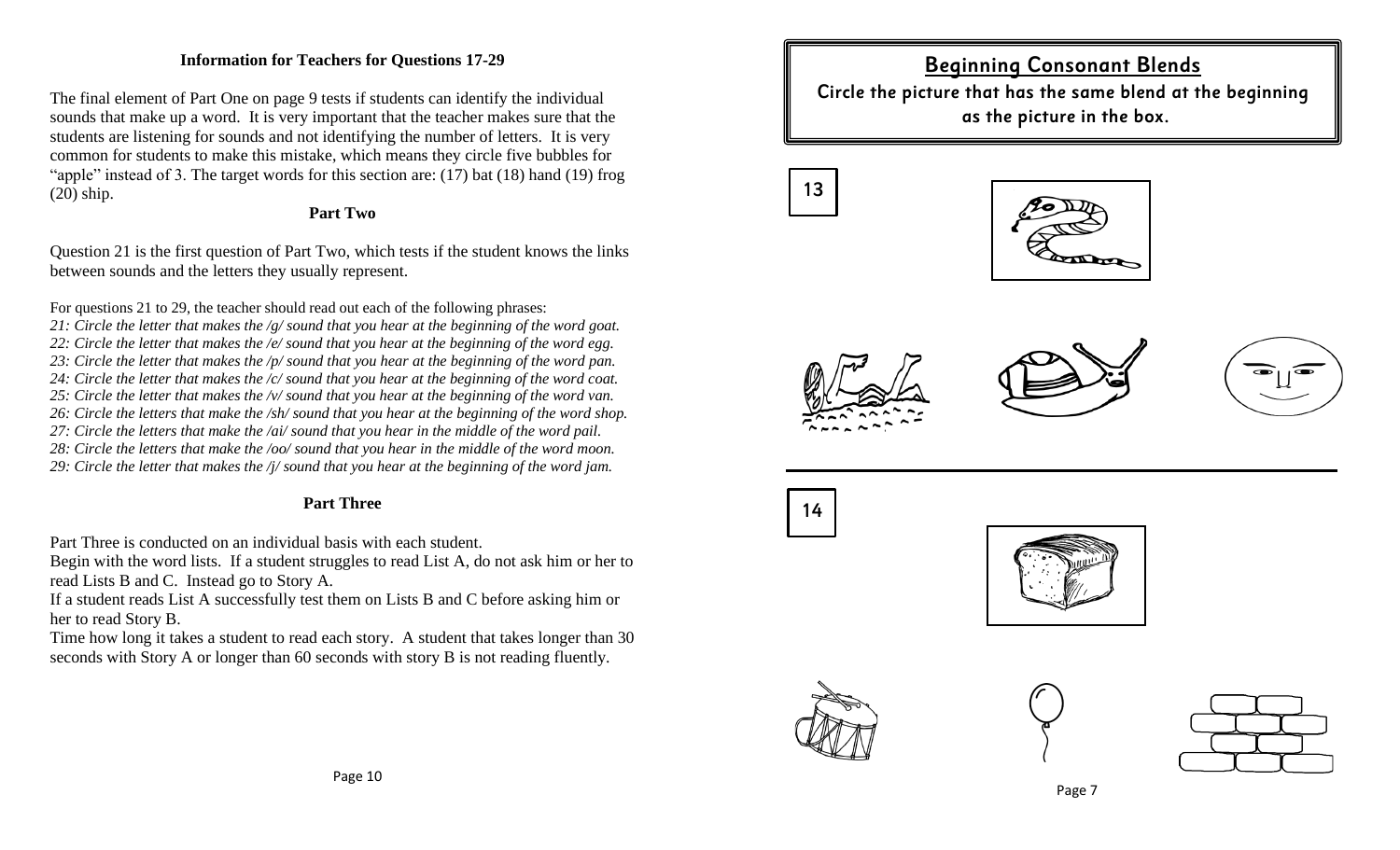### Information for Teachers for Questions 17-29

The final element of Part One on page 9 tests if students can identify the individual sounds that make up a word. It is very important that the teacher makes sure that the students are listening for sounds and not identifying the number of letters. It is very common for students to make this mistake, which means they circle five bubbles for "apple" instead of 3. The target words for this section are: (17) bat (18) hand (19) frog (20) ship.

### Part Two

Question 21 is the first question of Part Two, which tests if the student knows the links between sounds and the letters they usually represent.

For questions 21 to 29, the teacher should read out each of the following phrases:

*21: Circle the letter that makes the /g/ sound that you hear at the beginning of the word goat.*
*22: Circle the letter that makes the /e/ sound that you hear at the beginning of the word egg.*
*23: Circle the letter that makes the /p/ sound that you hear at the beginning of the word pan.*
*24: Circle the letter that makes the /c/ sound that you hear at the beginning of the word coat.*
*25: Circle the letter that makes the /v/ sound that you hear at the beginning of the word van.*
*26: Circle the letters that make the /sh/ sound that you hear at the beginning of the word shop.*
*27: Circle the letters that make the /ai/ sound that you hear in the middle of the word pail.*
*28: Circle the letters that make the /oo/ sound that you hear in the middle of the word moon.*
*29: Circle the letter that makes the /j/ sound that you hear at the beginning of the word jam.*

### Part Three

Part Three is conducted on an individual basis with each student.

Begin with the word lists. If a student struggles to read List A, do not ask him or her to read Lists B and C. Instead go to Story A.

If a student reads List A successfully test them on Lists B and C before asking him or her to read Story B.

Time how long it takes a student to read each story. A student that takes longer than 30 seconds with Story A or longer than 60 seconds with story B is not reading fluently.

## Beginning Consonant Blends

**Circle the picture that has the same blend at the beginning as the picture in the box.**

**13**

**14**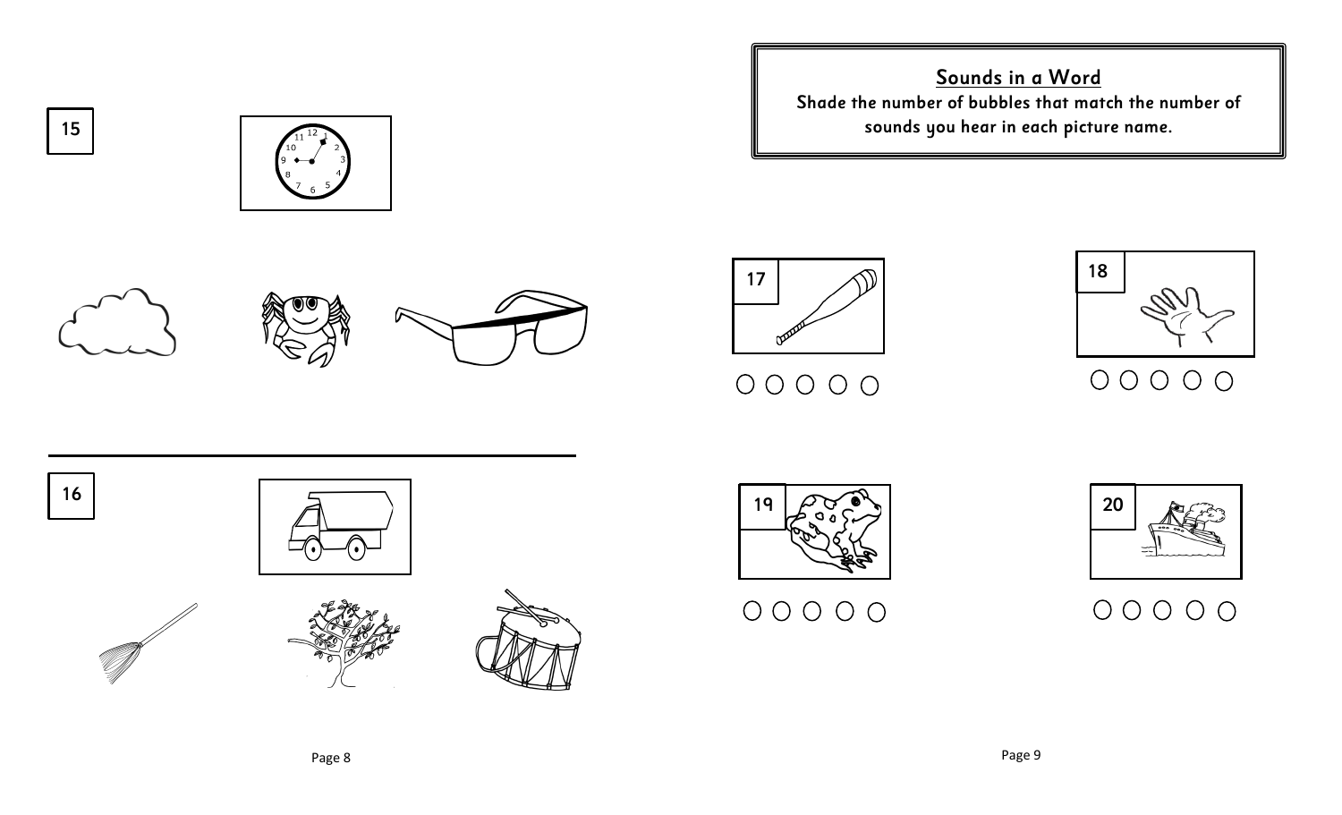15

16

## Sounds in a Word

**Shade the number of bubbles that match the number of sounds you hear in each picture name.**

17

○ ○ ○ ○ ○

18

○ ○ ○ ○ ○

19

○ ○ ○ ○ ○

20

○ ○ ○ ○ ○